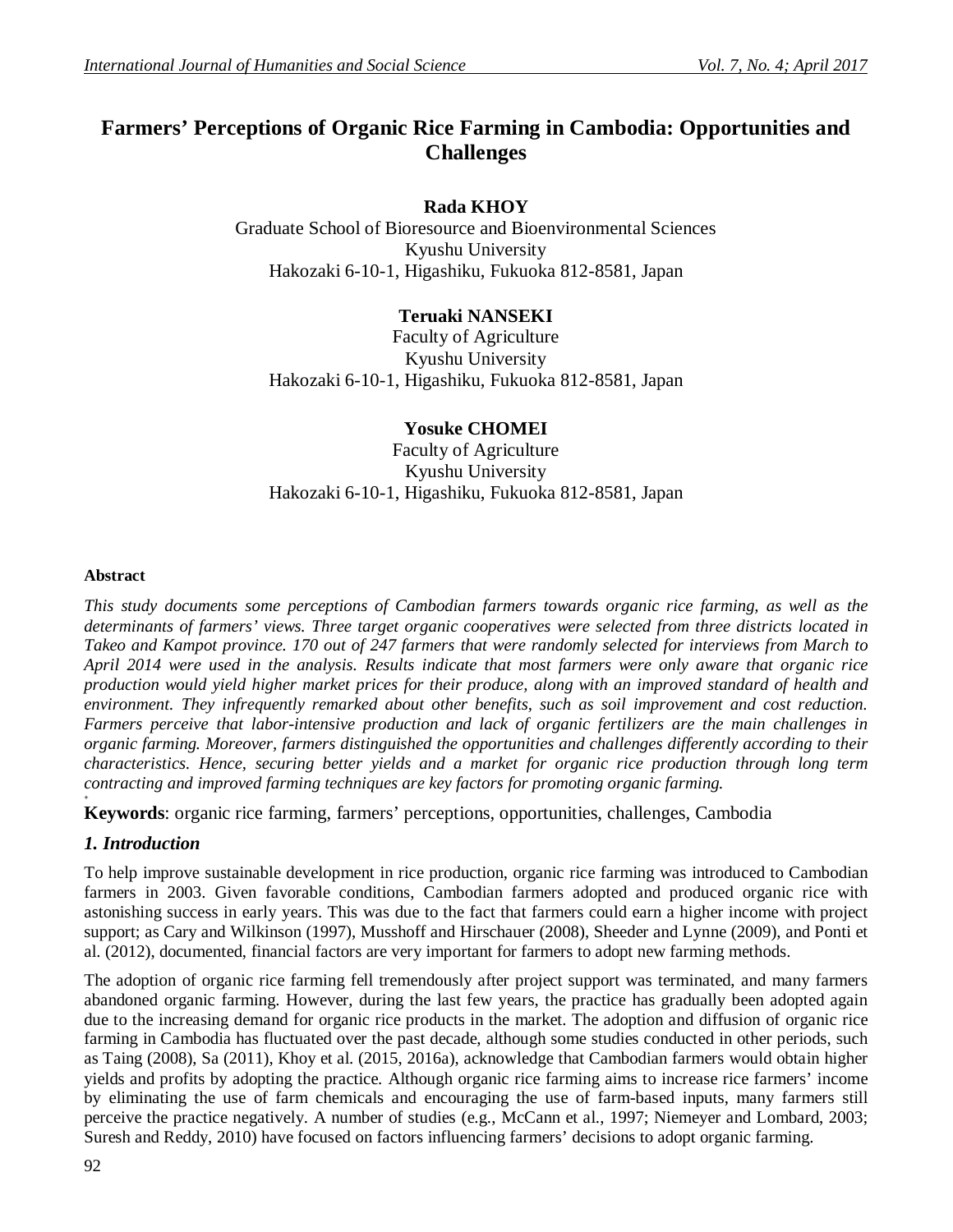# Farmers' Perceptions of Organic Rice Farming in Cambodia: Opportunities and Challenges

**Rada KHOY**
Graduate School of Bioresource and Bioenvironmental Sciences
Kyushu University
Hakozaki 6-10-1, Higashiku, Fukuoka 812-8581, Japan

**Teruaki NANSEKI**
Faculty of Agriculture
Kyushu University
Hakozaki 6-10-1, Higashiku, Fukuoka 812-8581, Japan

**Yosuke CHOMEI**
Faculty of Agriculture
Kyushu University
Hakozaki 6-10-1, Higashiku, Fukuoka 812-8581, Japan

**Abstract**

*This study documents some perceptions of Cambodian farmers towards organic rice farming, as well as the determinants of farmers' views. Three target organic cooperatives were selected from three districts located in Takeo and Kampot province. 170 out of 247 farmers that were randomly selected for interviews from March to April 2014 were used in the analysis. Results indicate that most farmers were only aware that organic rice production would yield higher market prices for their produce, along with an improved standard of health and environment. They infrequently remarked about other benefits, such as soil improvement and cost reduction. Farmers perceive that labor-intensive production and lack of organic fertilizers are the main challenges in organic farming. Moreover, farmers distinguished the opportunities and challenges differently according to their characteristics. Hence, securing better yields and a market for organic rice production through long term contracting and improved farming techniques are key factors for promoting organic farming.*

**Keywords**: organic rice farming, farmers' perceptions, opportunities, challenges, Cambodia

## 1. Introduction

To help improve sustainable development in rice production, organic rice farming was introduced to Cambodian farmers in 2003. Given favorable conditions, Cambodian farmers adopted and produced organic rice with astonishing success in early years. This was due to the fact that farmers could earn a higher income with project support; as Cary and Wilkinson (1997), Musshoff and Hirschauer (2008), Sheeder and Lynne (2009), and Ponti et al. (2012), documented, financial factors are very important for farmers to adopt new farming methods.

The adoption of organic rice farming fell tremendously after project support was terminated, and many farmers abandoned organic farming. However, during the last few years, the practice has gradually been adopted again due to the increasing demand for organic rice products in the market. The adoption and diffusion of organic rice farming in Cambodia has fluctuated over the past decade, although some studies conducted in other periods, such as Taing (2008), Sa (2011), Khoy et al. (2015, 2016a), acknowledge that Cambodian farmers would obtain higher yields and profits by adopting the practice. Although organic rice farming aims to increase rice farmers' income by eliminating the use of farm chemicals and encouraging the use of farm-based inputs, many farmers still perceive the practice negatively. A number of studies (e.g., McCann et al., 1997; Niemeyer and Lombard, 2003; Suresh and Reddy, 2010) have focused on factors influencing farmers' decisions to adopt organic farming.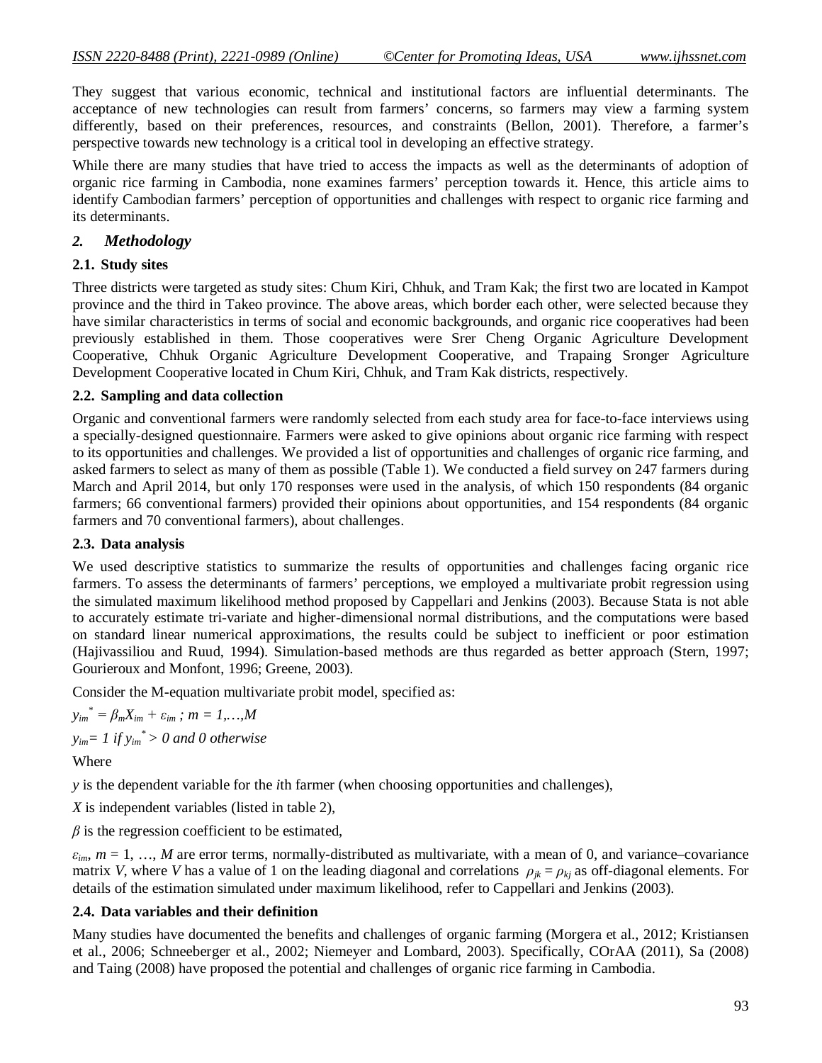They suggest that various economic, technical and institutional factors are influential determinants. The acceptance of new technologies can result from farmers' concerns, so farmers may view a farming system differently, based on their preferences, resources, and constraints (Bellon, 2001). Therefore, a farmer's perspective towards new technology is a critical tool in developing an effective strategy.

While there are many studies that have tried to access the impacts as well as the determinants of adoption of organic rice farming in Cambodia, none examines farmers' perception towards it. Hence, this article aims to identify Cambodian farmers' perception of opportunities and challenges with respect to organic rice farming and its determinants.

## 2. Methodology

### 2.1. Study sites

Three districts were targeted as study sites: Chum Kiri, Chhuk, and Tram Kak; the first two are located in Kampot province and the third in Takeo province. The above areas, which border each other, were selected because they have similar characteristics in terms of social and economic backgrounds, and organic rice cooperatives had been previously established in them. Those cooperatives were Srer Cheng Organic Agriculture Development Cooperative, Chhuk Organic Agriculture Development Cooperative, and Trapaing Sronger Agriculture Development Cooperative located in Chum Kiri, Chhuk, and Tram Kak districts, respectively.

### 2.2. Sampling and data collection

Organic and conventional farmers were randomly selected from each study area for face-to-face interviews using a specially-designed questionnaire. Farmers were asked to give opinions about organic rice farming with respect to its opportunities and challenges. We provided a list of opportunities and challenges of organic rice farming, and asked farmers to select as many of them as possible (Table 1). We conducted a field survey on 247 farmers during March and April 2014, but only 170 responses were used in the analysis, of which 150 respondents (84 organic farmers; 66 conventional farmers) provided their opinions about opportunities, and 154 respondents (84 organic farmers and 70 conventional farmers), about challenges.

### 2.3. Data analysis

We used descriptive statistics to summarize the results of opportunities and challenges facing organic rice farmers. To assess the determinants of farmers' perceptions, we employed a multivariate probit regression using the simulated maximum likelihood method proposed by Cappellari and Jenkins (2003). Because Stata is not able to accurately estimate tri-variate and higher-dimensional normal distributions, and the computations were based on standard linear numerical approximations, the results could be subject to inefficient or poor estimation (Hajivassiliou and Ruud, 1994). Simulation-based methods are thus regarded as better approach (Stern, 1997; Gourieroux and Monfont, 1996; Greene, 2003).

Consider the M-equation multivariate probit model, specified as:

$$y_{im}^{*} = \beta_m X_{im} + \varepsilon_{im} \; ; \; m = 1,\ldots,M$$

$$y_{im} = 1 \text{ if } y_{im}^{*} > 0 \text{ and } 0 \text{ otherwise}$$

Where

$y$ is the dependent variable for the $i$th farmer (when choosing opportunities and challenges),

$X$ is independent variables (listed in table 2),

$\beta$ is the regression coefficient to be estimated,

$\varepsilon_{im}$, $m = 1, \ldots, M$ are error terms, normally-distributed as multivariate, with a mean of 0, and variance–covariance matrix $V$, where $V$ has a value of 1 on the leading diagonal and correlations $\rho_{jk} = \rho_{kj}$ as off-diagonal elements. For details of the estimation simulated under maximum likelihood, refer to Cappellari and Jenkins (2003).

### 2.4. Data variables and their definition

Many studies have documented the benefits and challenges of organic farming (Morgera et al., 2012; Kristiansen et al., 2006; Schneeberger et al., 2002; Niemeyer and Lombard, 2003). Specifically, COrAA (2011), Sa (2008) and Taing (2008) have proposed the potential and challenges of organic rice farming in Cambodia.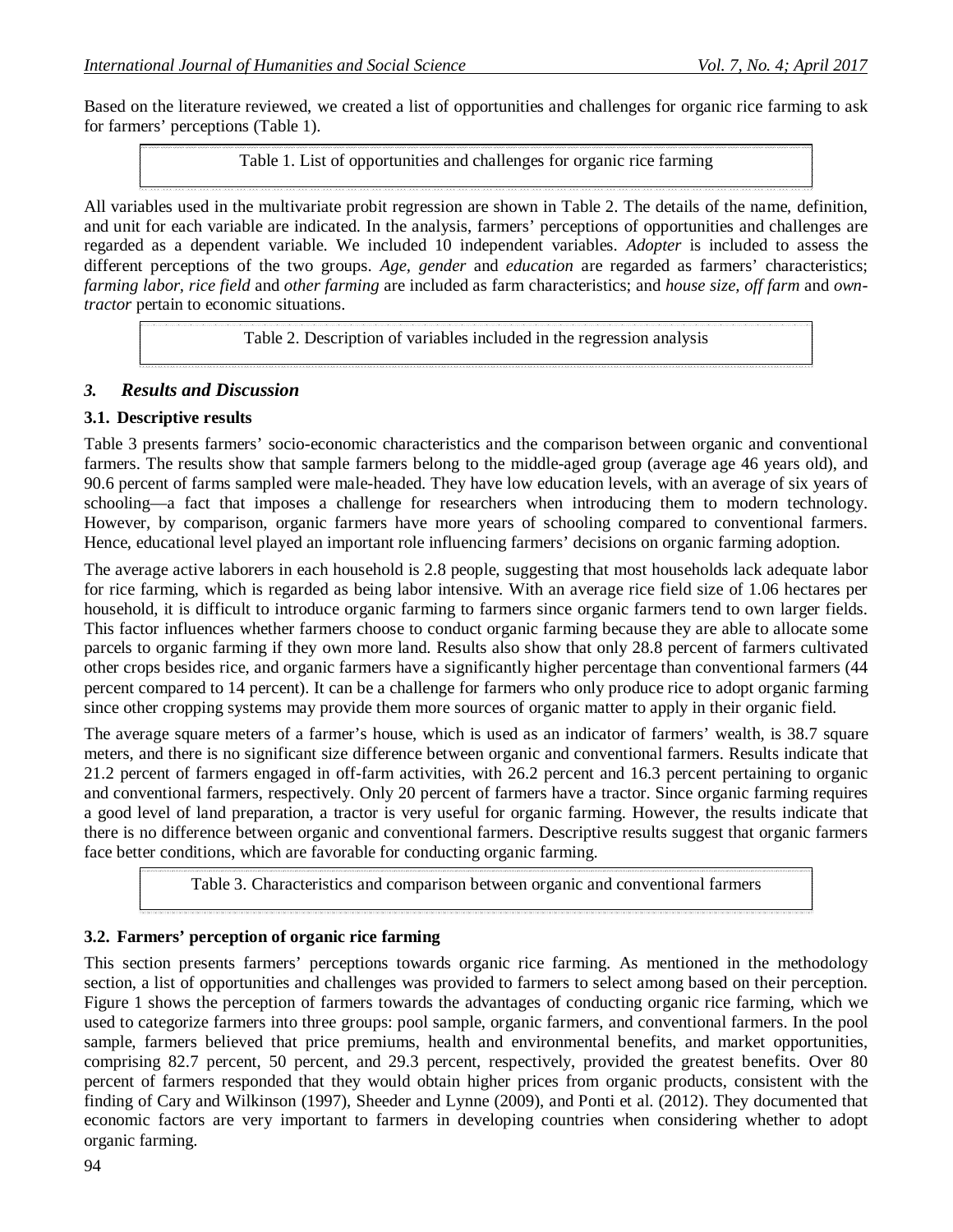Based on the literature reviewed, we created a list of opportunities and challenges for organic rice farming to ask for farmers' perceptions (Table 1).

Table 1. List of opportunities and challenges for organic rice farming

All variables used in the multivariate probit regression are shown in Table 2. The details of the name, definition, and unit for each variable are indicated. In the analysis, farmers' perceptions of opportunities and challenges are regarded as a dependent variable. We included 10 independent variables. *Adopter* is included to assess the different perceptions of the two groups. *Age, gender* and *education* are regarded as farmers' characteristics; *farming labor, rice field* and *other farming* are included as farm characteristics; and *house size, off farm* and *own-tractor* pertain to economic situations.

Table 2. Description of variables included in the regression analysis

## 3. Results and Discussion

### 3.1. Descriptive results

Table 3 presents farmers' socio-economic characteristics and the comparison between organic and conventional farmers. The results show that sample farmers belong to the middle-aged group (average age 46 years old), and 90.6 percent of farms sampled were male-headed. They have low education levels, with an average of six years of schooling—a fact that imposes a challenge for researchers when introducing them to modern technology. However, by comparison, organic farmers have more years of schooling compared to conventional farmers. Hence, educational level played an important role influencing farmers' decisions on organic farming adoption.

The average active laborers in each household is 2.8 people, suggesting that most households lack adequate labor for rice farming, which is regarded as being labor intensive. With an average rice field size of 1.06 hectares per household, it is difficult to introduce organic farming to farmers since organic farmers tend to own larger fields. This factor influences whether farmers choose to conduct organic farming because they are able to allocate some parcels to organic farming if they own more land. Results also show that only 28.8 percent of farmers cultivated other crops besides rice, and organic farmers have a significantly higher percentage than conventional farmers (44 percent compared to 14 percent). It can be a challenge for farmers who only produce rice to adopt organic farming since other cropping systems may provide them more sources of organic matter to apply in their organic field.

The average square meters of a farmer's house, which is used as an indicator of farmers' wealth, is 38.7 square meters, and there is no significant size difference between organic and conventional farmers. Results indicate that 21.2 percent of farmers engaged in off-farm activities, with 26.2 percent and 16.3 percent pertaining to organic and conventional farmers, respectively. Only 20 percent of farmers have a tractor. Since organic farming requires a good level of land preparation, a tractor is very useful for organic farming. However, the results indicate that there is no difference between organic and conventional farmers. Descriptive results suggest that organic farmers face better conditions, which are favorable for conducting organic farming.

Table 3. Characteristics and comparison between organic and conventional farmers

### 3.2. Farmers' perception of organic rice farming

This section presents farmers' perceptions towards organic rice farming. As mentioned in the methodology section, a list of opportunities and challenges was provided to farmers to select among based on their perception. Figure 1 shows the perception of farmers towards the advantages of conducting organic rice farming, which we used to categorize farmers into three groups: pool sample, organic farmers, and conventional farmers. In the pool sample, farmers believed that price premiums, health and environmental benefits, and market opportunities, comprising 82.7 percent, 50 percent, and 29.3 percent, respectively, provided the greatest benefits. Over 80 percent of farmers responded that they would obtain higher prices from organic products, consistent with the finding of Cary and Wilkinson (1997), Sheeder and Lynne (2009), and Ponti et al. (2012). They documented that economic factors are very important to farmers in developing countries when considering whether to adopt organic farming.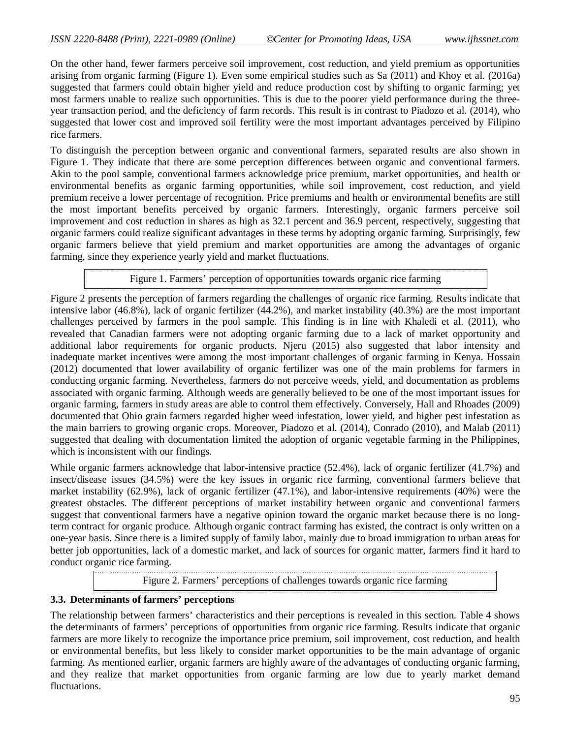On the other hand, fewer farmers perceive soil improvement, cost reduction, and yield premium as opportunities arising from organic farming (Figure 1). Even some empirical studies such as Sa (2011) and Khoy et al. (2016a) suggested that farmers could obtain higher yield and reduce production cost by shifting to organic farming; yet most farmers unable to realize such opportunities. This is due to the poorer yield performance during the three-year transaction period, and the deficiency of farm records. This result is in contrast to Piadozo et al. (2014), who suggested that lower cost and improved soil fertility were the most important advantages perceived by Filipino rice farmers.

To distinguish the perception between organic and conventional farmers, separated results are also shown in Figure 1. They indicate that there are some perception differences between organic and conventional farmers. Akin to the pool sample, conventional farmers acknowledge price premium, market opportunities, and health or environmental benefits as organic farming opportunities, while soil improvement, cost reduction, and yield premium receive a lower percentage of recognition. Price premiums and health or environmental benefits are still the most important benefits perceived by organic farmers. Interestingly, organic farmers perceive soil improvement and cost reduction in shares as high as 32.1 percent and 36.9 percent, respectively, suggesting that organic farmers could realize significant advantages in these terms by adopting organic farming. Surprisingly, few organic farmers believe that yield premium and market opportunities are among the advantages of organic farming, since they experience yearly yield and market fluctuations.

Figure 1. Farmers' perception of opportunities towards organic rice farming

Figure 2 presents the perception of farmers regarding the challenges of organic rice farming. Results indicate that intensive labor (46.8%), lack of organic fertilizer (44.2%), and market instability (40.3%) are the most important challenges perceived by farmers in the pool sample. This finding is in line with Khaledi et al. (2011), who revealed that Canadian farmers were not adopting organic farming due to a lack of market opportunity and additional labor requirements for organic products. Njeru (2015) also suggested that labor intensity and inadequate market incentives were among the most important challenges of organic farming in Kenya. Hossain (2012) documented that lower availability of organic fertilizer was one of the main problems for farmers in conducting organic farming. Nevertheless, farmers do not perceive weeds, yield, and documentation as problems associated with organic farming. Although weeds are generally believed to be one of the most important issues for organic farming, farmers in study areas are able to control them effectively. Conversely, Hall and Rhoades (2009) documented that Ohio grain farmers regarded higher weed infestation, lower yield, and higher pest infestation as the main barriers to growing organic crops. Moreover, Piadozo et al. (2014), Conrado (2010), and Malab (2011) suggested that dealing with documentation limited the adoption of organic vegetable farming in the Philippines, which is inconsistent with our findings.

While organic farmers acknowledge that labor-intensive practice (52.4%), lack of organic fertilizer (41.7%) and insect/disease issues (34.5%) were the key issues in organic rice farming, conventional farmers believe that market instability (62.9%), lack of organic fertilizer (47.1%), and labor-intensive requirements (40%) were the greatest obstacles. The different perceptions of market instability between organic and conventional farmers suggest that conventional farmers have a negative opinion toward the organic market because there is no long-term contract for organic produce. Although organic contract farming has existed, the contract is only written on a one-year basis. Since there is a limited supply of family labor, mainly due to broad immigration to urban areas for better job opportunities, lack of a domestic market, and lack of sources for organic matter, farmers find it hard to conduct organic rice farming.

Figure 2. Farmers' perceptions of challenges towards organic rice farming

### 3.3. Determinants of farmers' perceptions

The relationship between farmers' characteristics and their perceptions is revealed in this section. Table 4 shows the determinants of farmers' perceptions of opportunities from organic rice farming. Results indicate that organic farmers are more likely to recognize the importance price premium, soil improvement, cost reduction, and health or environmental benefits, but less likely to consider market opportunities to be the main advantage of organic farming. As mentioned earlier, organic farmers are highly aware of the advantages of conducting organic farming, and they realize that market opportunities from organic farming are low due to yearly market demand fluctuations.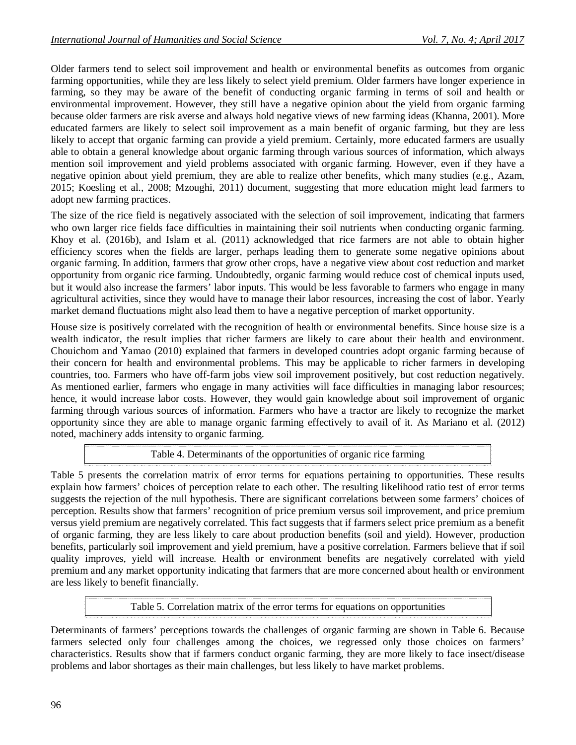Older farmers tend to select soil improvement and health or environmental benefits as outcomes from organic farming opportunities, while they are less likely to select yield premium. Older farmers have longer experience in farming, so they may be aware of the benefit of conducting organic farming in terms of soil and health or environmental improvement. However, they still have a negative opinion about the yield from organic farming because older farmers are risk averse and always hold negative views of new farming ideas (Khanna, 2001). More educated farmers are likely to select soil improvement as a main benefit of organic farming, but they are less likely to accept that organic farming can provide a yield premium. Certainly, more educated farmers are usually able to obtain a general knowledge about organic farming through various sources of information, which always mention soil improvement and yield problems associated with organic farming. However, even if they have a negative opinion about yield premium, they are able to realize other benefits, which many studies (e.g., Azam, 2015; Koesling et al., 2008; Mzoughi, 2011) document, suggesting that more education might lead farmers to adopt new farming practices.

The size of the rice field is negatively associated with the selection of soil improvement, indicating that farmers who own larger rice fields face difficulties in maintaining their soil nutrients when conducting organic farming. Khoy et al. (2016b), and Islam et al. (2011) acknowledged that rice farmers are not able to obtain higher efficiency scores when the fields are larger, perhaps leading them to generate some negative opinions about organic farming. In addition, farmers that grow other crops, have a negative view about cost reduction and market opportunity from organic rice farming. Undoubtedly, organic farming would reduce cost of chemical inputs used, but it would also increase the farmers' labor inputs. This would be less favorable to farmers who engage in many agricultural activities, since they would have to manage their labor resources, increasing the cost of labor. Yearly market demand fluctuations might also lead them to have a negative perception of market opportunity.

House size is positively correlated with the recognition of health or environmental benefits. Since house size is a wealth indicator, the result implies that richer farmers are likely to care about their health and environment. Chouichom and Yamao (2010) explained that farmers in developed countries adopt organic farming because of their concern for health and environmental problems. This may be applicable to richer farmers in developing countries, too. Farmers who have off-farm jobs view soil improvement positively, but cost reduction negatively. As mentioned earlier, farmers who engage in many activities will face difficulties in managing labor resources; hence, it would increase labor costs. However, they would gain knowledge about soil improvement of organic farming through various sources of information. Farmers who have a tractor are likely to recognize the market opportunity since they are able to manage organic farming effectively to avail of it. As Mariano et al. (2012) noted, machinery adds intensity to organic farming.

Table 4. Determinants of the opportunities of organic rice farming

Table 5 presents the correlation matrix of error terms for equations pertaining to opportunities. These results explain how farmers' choices of perception relate to each other. The resulting likelihood ratio test of error terms suggests the rejection of the null hypothesis. There are significant correlations between some farmers' choices of perception. Results show that farmers' recognition of price premium versus soil improvement, and price premium versus yield premium are negatively correlated. This fact suggests that if farmers select price premium as a benefit of organic farming, they are less likely to care about production benefits (soil and yield). However, production benefits, particularly soil improvement and yield premium, have a positive correlation. Farmers believe that if soil quality improves, yield will increase. Health or environment benefits are negatively correlated with yield premium and any market opportunity indicating that farmers that are more concerned about health or environment are less likely to benefit financially.

Table 5. Correlation matrix of the error terms for equations on opportunities

Determinants of farmers' perceptions towards the challenges of organic farming are shown in Table 6. Because farmers selected only four challenges among the choices, we regressed only those choices on farmers' characteristics. Results show that if farmers conduct organic farming, they are more likely to face insect/disease problems and labor shortages as their main challenges, but less likely to have market problems.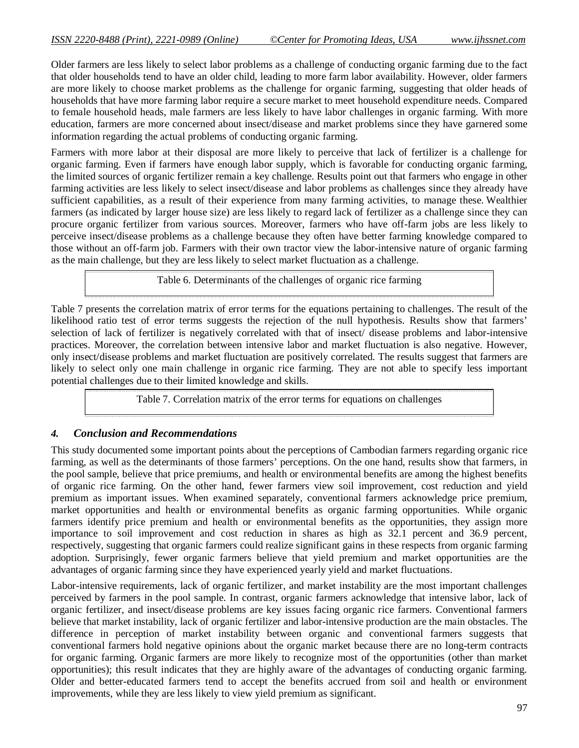Older farmers are less likely to select labor problems as a challenge of conducting organic farming due to the fact that older households tend to have an older child, leading to more farm labor availability. However, older farmers are more likely to choose market problems as the challenge for organic farming, suggesting that older heads of households that have more farming labor require a secure market to meet household expenditure needs. Compared to female household heads, male farmers are less likely to have labor challenges in organic farming. With more education, farmers are more concerned about insect/disease and market problems since they have garnered some information regarding the actual problems of conducting organic farming.

Farmers with more labor at their disposal are more likely to perceive that lack of fertilizer is a challenge for organic farming. Even if farmers have enough labor supply, which is favorable for conducting organic farming, the limited sources of organic fertilizer remain a key challenge. Results point out that farmers who engage in other farming activities are less likely to select insect/disease and labor problems as challenges since they already have sufficient capabilities, as a result of their experience from many farming activities, to manage these. Wealthier farmers (as indicated by larger house size) are less likely to regard lack of fertilizer as a challenge since they can procure organic fertilizer from various sources. Moreover, farmers who have off-farm jobs are less likely to perceive insect/disease problems as a challenge because they often have better farming knowledge compared to those without an off-farm job. Farmers with their own tractor view the labor-intensive nature of organic farming as the main challenge, but they are less likely to select market fluctuation as a challenge.

Table 6. Determinants of the challenges of organic rice farming

Table 7 presents the correlation matrix of error terms for the equations pertaining to challenges. The result of the likelihood ratio test of error terms suggests the rejection of the null hypothesis. Results show that farmers' selection of lack of fertilizer is negatively correlated with that of insect/ disease problems and labor-intensive practices. Moreover, the correlation between intensive labor and market fluctuation is also negative. However, only insect/disease problems and market fluctuation are positively correlated. The results suggest that farmers are likely to select only one main challenge in organic rice farming. They are not able to specify less important potential challenges due to their limited knowledge and skills.

Table 7. Correlation matrix of the error terms for equations on challenges

## 4. *Conclusion and Recommendations*

This study documented some important points about the perceptions of Cambodian farmers regarding organic rice farming, as well as the determinants of those farmers' perceptions. On the one hand, results show that farmers, in the pool sample, believe that price premiums, and health or environmental benefits are among the highest benefits of organic rice farming. On the other hand, fewer farmers view soil improvement, cost reduction and yield premium as important issues. When examined separately, conventional farmers acknowledge price premium, market opportunities and health or environmental benefits as organic farming opportunities. While organic farmers identify price premium and health or environmental benefits as the opportunities, they assign more importance to soil improvement and cost reduction in shares as high as 32.1 percent and 36.9 percent, respectively, suggesting that organic farmers could realize significant gains in these respects from organic farming adoption. Surprisingly, fewer organic farmers believe that yield premium and market opportunities are the advantages of organic farming since they have experienced yearly yield and market fluctuations.

Labor-intensive requirements, lack of organic fertilizer, and market instability are the most important challenges perceived by farmers in the pool sample. In contrast, organic farmers acknowledge that intensive labor, lack of organic fertilizer, and insect/disease problems are key issues facing organic rice farmers. Conventional farmers believe that market instability, lack of organic fertilizer and labor-intensive production are the main obstacles. The difference in perception of market instability between organic and conventional farmers suggests that conventional farmers hold negative opinions about the organic market because there are no long-term contracts for organic farming. Organic farmers are more likely to recognize most of the opportunities (other than market opportunities); this result indicates that they are highly aware of the advantages of conducting organic farming. Older and better-educated farmers tend to accept the benefits accrued from soil and health or environment improvements, while they are less likely to view yield premium as significant.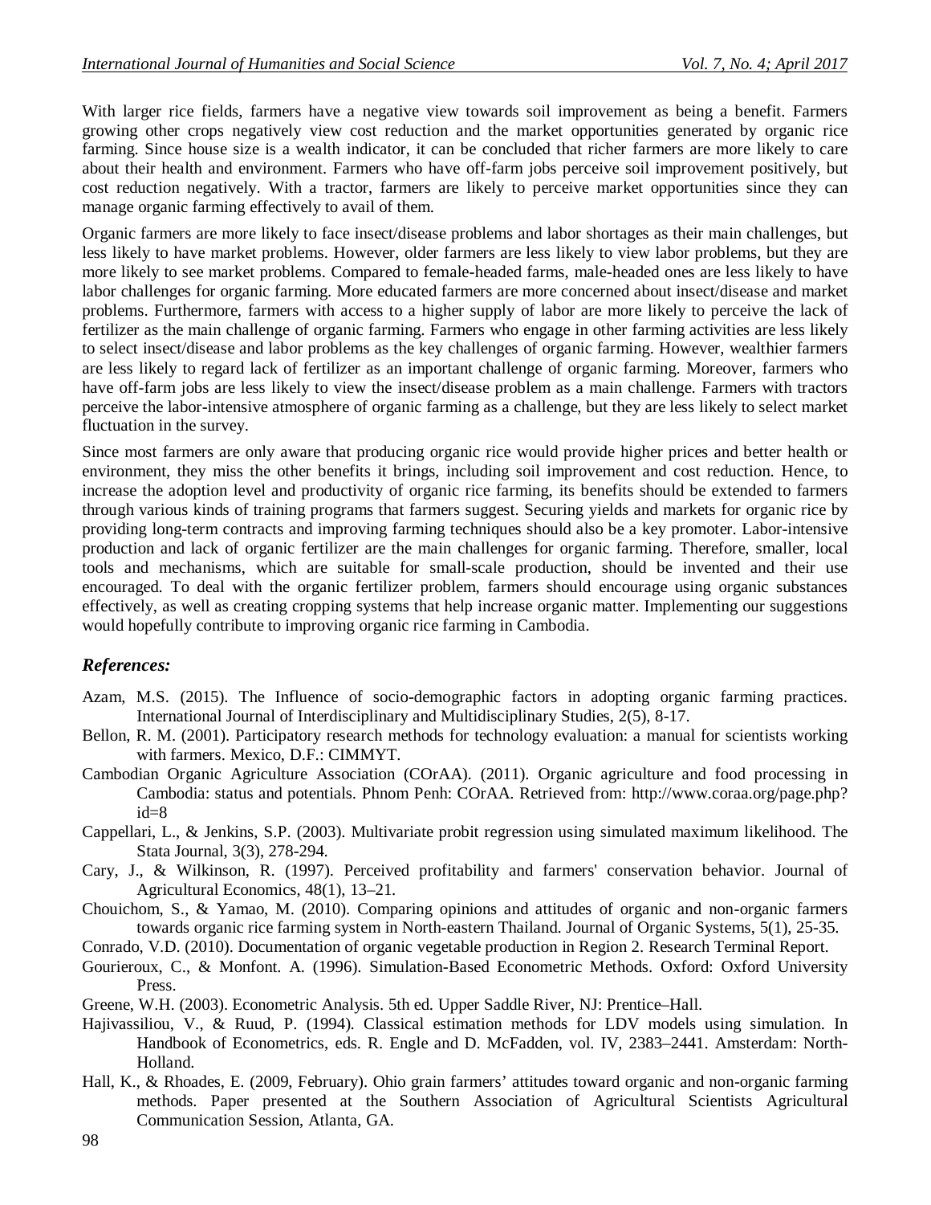With larger rice fields, farmers have a negative view towards soil improvement as being a benefit. Farmers growing other crops negatively view cost reduction and the market opportunities generated by organic rice farming. Since house size is a wealth indicator, it can be concluded that richer farmers are more likely to care about their health and environment. Farmers who have off-farm jobs perceive soil improvement positively, but cost reduction negatively. With a tractor, farmers are likely to perceive market opportunities since they can manage organic farming effectively to avail of them.

Organic farmers are more likely to face insect/disease problems and labor shortages as their main challenges, but less likely to have market problems. However, older farmers are less likely to view labor problems, but they are more likely to see market problems. Compared to female-headed farms, male-headed ones are less likely to have labor challenges for organic farming. More educated farmers are more concerned about insect/disease and market problems. Furthermore, farmers with access to a higher supply of labor are more likely to perceive the lack of fertilizer as the main challenge of organic farming. Farmers who engage in other farming activities are less likely to select insect/disease and labor problems as the key challenges of organic farming. However, wealthier farmers are less likely to regard lack of fertilizer as an important challenge of organic farming. Moreover, farmers who have off-farm jobs are less likely to view the insect/disease problem as a main challenge. Farmers with tractors perceive the labor-intensive atmosphere of organic farming as a challenge, but they are less likely to select market fluctuation in the survey.

Since most farmers are only aware that producing organic rice would provide higher prices and better health or environment, they miss the other benefits it brings, including soil improvement and cost reduction. Hence, to increase the adoption level and productivity of organic rice farming, its benefits should be extended to farmers through various kinds of training programs that farmers suggest. Securing yields and markets for organic rice by providing long-term contracts and improving farming techniques should also be a key promoter. Labor-intensive production and lack of organic fertilizer are the main challenges for organic farming. Therefore, smaller, local tools and mechanisms, which are suitable for small-scale production, should be invented and their use encouraged. To deal with the organic fertilizer problem, farmers should encourage using organic substances effectively, as well as creating cropping systems that help increase organic matter. Implementing our suggestions would hopefully contribute to improving organic rice farming in Cambodia.

## *References:*

Azam, M.S. (2015). The Influence of socio-demographic factors in adopting organic farming practices. International Journal of Interdisciplinary and Multidisciplinary Studies, 2(5), 8-17.

Bellon, R. M. (2001). Participatory research methods for technology evaluation: a manual for scientists working with farmers. Mexico, D.F.: CIMMYT.

Cambodian Organic Agriculture Association (COrAA). (2011). Organic agriculture and food processing in Cambodia: status and potentials. Phnom Penh: COrAA. Retrieved from: http://www.coraa.org/page.php?id=8

Cappellari, L., & Jenkins, S.P. (2003). Multivariate probit regression using simulated maximum likelihood. The Stata Journal, 3(3), 278-294.

Cary, J., & Wilkinson, R. (1997). Perceived profitability and farmers' conservation behavior. Journal of Agricultural Economics, 48(1), 13–21.

Chouichom, S., & Yamao, M. (2010). Comparing opinions and attitudes of organic and non-organic farmers towards organic rice farming system in North-eastern Thailand. Journal of Organic Systems, 5(1), 25-35.

Conrado, V.D. (2010). Documentation of organic vegetable production in Region 2. Research Terminal Report.

Gourieroux, C., & Monfont. A. (1996). Simulation-Based Econometric Methods. Oxford: Oxford University Press.

Greene, W.H. (2003). Econometric Analysis. 5th ed. Upper Saddle River, NJ: Prentice–Hall.

Hajivassiliou, V., & Ruud, P. (1994). Classical estimation methods for LDV models using simulation. In Handbook of Econometrics, eds. R. Engle and D. McFadden, vol. IV, 2383–2441. Amsterdam: North-Holland.

Hall, K., & Rhoades, E. (2009, February). Ohio grain farmers' attitudes toward organic and non-organic farming methods. Paper presented at the Southern Association of Agricultural Scientists Agricultural Communication Session, Atlanta, GA.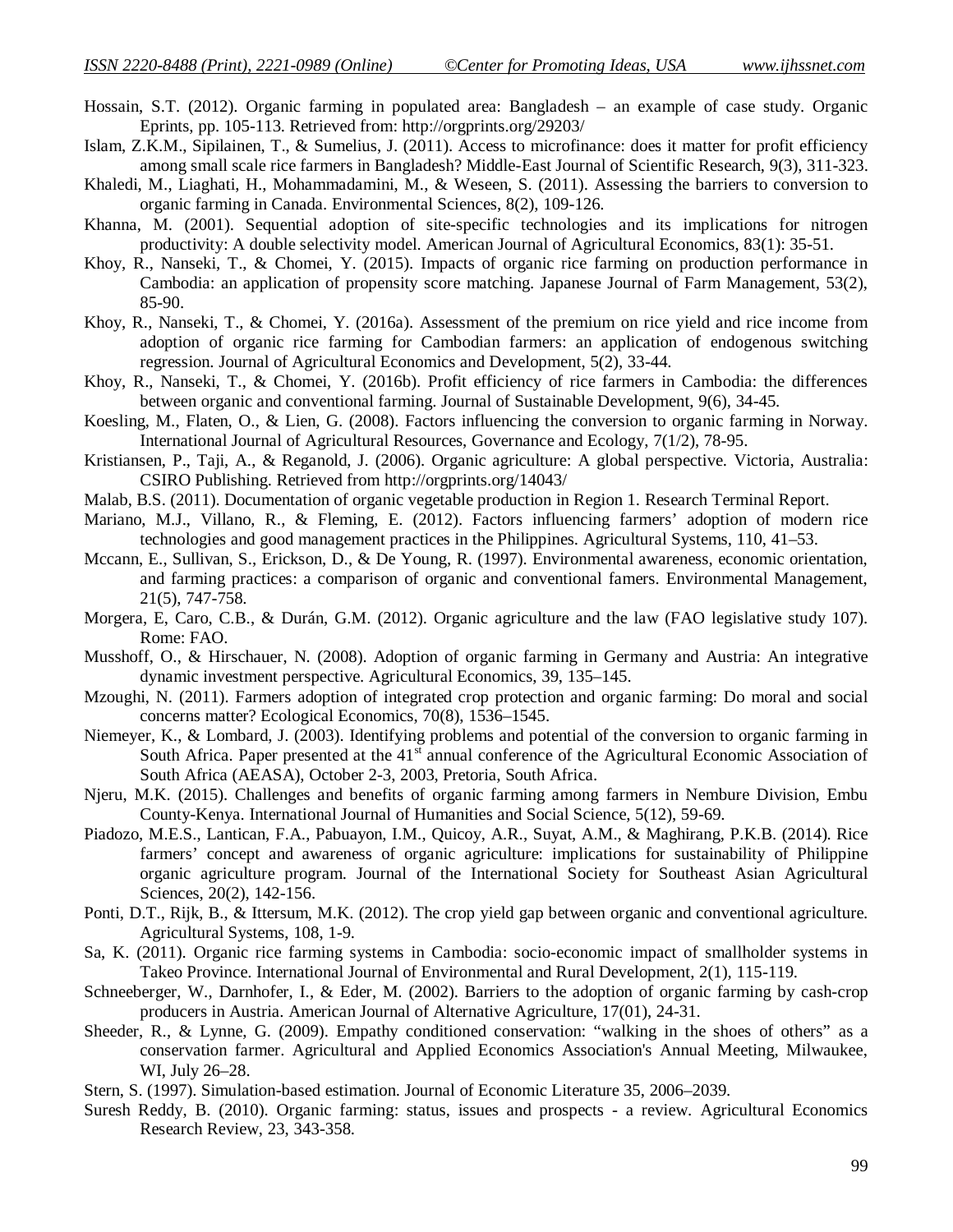Hossain, S.T. (2012). Organic farming in populated area: Bangladesh – an example of case study. Organic Eprints, pp. 105-113. Retrieved from: http://orgprints.org/29203/

Islam, Z.K.M., Sipilainen, T., & Sumelius, J. (2011). Access to microfinance: does it matter for profit efficiency among small scale rice farmers in Bangladesh? Middle-East Journal of Scientific Research, 9(3), 311-323.

Khaledi, M., Liaghati, H., Mohammadamini, M., & Weseen, S. (2011). Assessing the barriers to conversion to organic farming in Canada. Environmental Sciences, 8(2), 109-126.

Khanna, M. (2001). Sequential adoption of site-specific technologies and its implications for nitrogen productivity: A double selectivity model. American Journal of Agricultural Economics, 83(1): 35-51.

Khoy, R., Nanseki, T., & Chomei, Y. (2015). Impacts of organic rice farming on production performance in Cambodia: an application of propensity score matching. Japanese Journal of Farm Management, 53(2), 85-90.

Khoy, R., Nanseki, T., & Chomei, Y. (2016a). Assessment of the premium on rice yield and rice income from adoption of organic rice farming for Cambodian farmers: an application of endogenous switching regression. Journal of Agricultural Economics and Development, 5(2), 33-44.

Khoy, R., Nanseki, T., & Chomei, Y. (2016b). Profit efficiency of rice farmers in Cambodia: the differences between organic and conventional farming. Journal of Sustainable Development, 9(6), 34-45.

Koesling, M., Flaten, O., & Lien, G. (2008). Factors influencing the conversion to organic farming in Norway. International Journal of Agricultural Resources, Governance and Ecology, 7(1/2), 78-95.

Kristiansen, P., Taji, A., & Reganold, J. (2006). Organic agriculture: A global perspective. Victoria, Australia: CSIRO Publishing. Retrieved from http://orgprints.org/14043/

Malab, B.S. (2011). Documentation of organic vegetable production in Region 1. Research Terminal Report.

Mariano, M.J., Villano, R., & Fleming, E. (2012). Factors influencing farmers' adoption of modern rice technologies and good management practices in the Philippines. Agricultural Systems, 110, 41–53.

Mccann, E., Sullivan, S., Erickson, D., & De Young, R. (1997). Environmental awareness, economic orientation, and farming practices: a comparison of organic and conventional famers. Environmental Management, 21(5), 747-758.

Morgera, E, Caro, C.B., & Durán, G.M. (2012). Organic agriculture and the law (FAO legislative study 107). Rome: FAO.

Musshoff, O., & Hirschauer, N. (2008). Adoption of organic farming in Germany and Austria: An integrative dynamic investment perspective. Agricultural Economics, 39, 135–145.

Mzoughi, N. (2011). Farmers adoption of integrated crop protection and organic farming: Do moral and social concerns matter? Ecological Economics, 70(8), 1536–1545.

Niemeyer, K., & Lombard, J. (2003). Identifying problems and potential of the conversion to organic farming in South Africa. Paper presented at the 41st annual conference of the Agricultural Economic Association of South Africa (AEASA), October 2-3, 2003, Pretoria, South Africa.

Njeru, M.K. (2015). Challenges and benefits of organic farming among farmers in Nembure Division, Embu County-Kenya. International Journal of Humanities and Social Science, 5(12), 59-69.

Piadozo, M.E.S., Lantican, F.A., Pabuayon, I.M., Quicoy, A.R., Suyat, A.M., & Maghirang, P.K.B. (2014). Rice farmers' concept and awareness of organic agriculture: implications for sustainability of Philippine organic agriculture program. Journal of the International Society for Southeast Asian Agricultural Sciences, 20(2), 142-156.

Ponti, D.T., Rijk, B., & Ittersum, M.K. (2012). The crop yield gap between organic and conventional agriculture. Agricultural Systems, 108, 1-9.

Sa, K. (2011). Organic rice farming systems in Cambodia: socio-economic impact of smallholder systems in Takeo Province. International Journal of Environmental and Rural Development, 2(1), 115-119.

Schneeberger, W., Darnhofer, I., & Eder, M. (2002). Barriers to the adoption of organic farming by cash-crop producers in Austria. American Journal of Alternative Agriculture, 17(01), 24-31.

Sheeder, R., & Lynne, G. (2009). Empathy conditioned conservation: "walking in the shoes of others" as a conservation farmer. Agricultural and Applied Economics Association's Annual Meeting, Milwaukee, WI, July 26–28.

Stern, S. (1997). Simulation-based estimation. Journal of Economic Literature 35, 2006–2039.

Suresh Reddy, B. (2010). Organic farming: status, issues and prospects - a review. Agricultural Economics Research Review, 23, 343-358.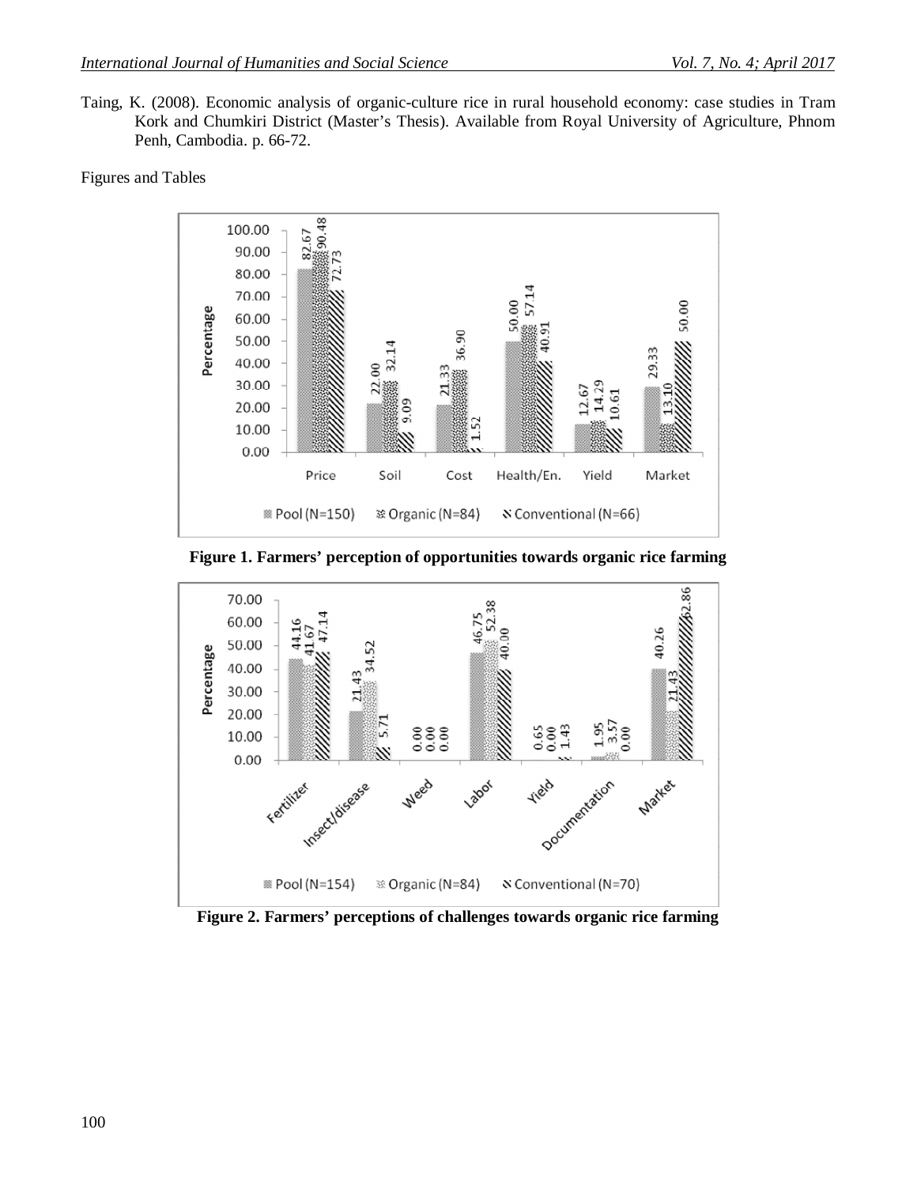Taing, K. (2008). Economic analysis of organic-culture rice in rural household economy: case studies in Tram Kork and Chumkiri District (Master's Thesis). Available from Royal University of Agriculture, Phnom Penh, Cambodia. p. 66-72.

Figures and Tables

100.00
90.00
80.00
70.00
60.00
50.00
40.00
30.00
20.00
10.00
0.00

Percentage

82.67 90.48 72.73
22.00 32.14 9.09
21.33 36.90 1.52
50.00 57.14 40.91
12.67 14.29 10.61
29.33 13.10 50.00

Price Soil Cost Health/En. Yield Market

Pool (N=150) Organic (N=84) Conventional (N=66)

**Figure 1. Farmers' perception of opportunities towards organic rice farming**

70.00
60.00
50.00
40.00
30.00
20.00
10.00
0.00

Percentage

44.16 41.67 47.14
21.43 34.52 5.71
0.00 0.00 0.00
46.75 52.38 40.00
0.65 0.00 1.43
1.95 3.57 0.00
40.26 21.43 62.86

Fertilizer Insect/disease Weed Labor Yield Documentation Market

Pool (N=154) Organic (N=84) Conventional (N=70)

**Figure 2. Farmers' perceptions of challenges towards organic rice farming**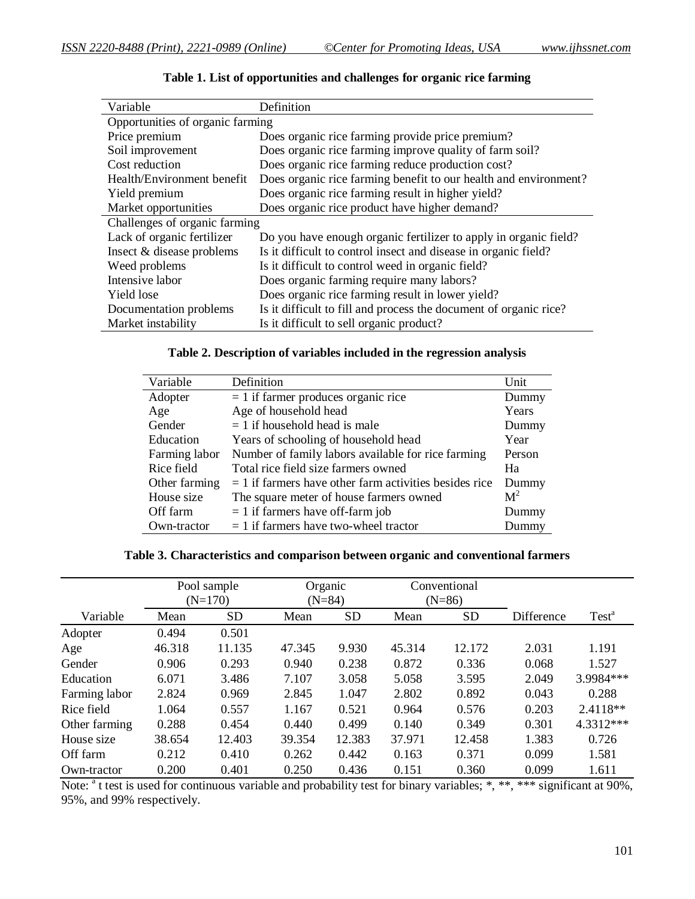**Table 1. List of opportunities and challenges for organic rice farming**

| Variable | Definition |
|---|---|
| Opportunities of organic farming | |
| Price premium | Does organic rice farming provide price premium? |
| Soil improvement | Does organic rice farming improve quality of farm soil? |
| Cost reduction | Does organic rice farming reduce production cost? |
| Health/Environment benefit | Does organic rice farming benefit to our health and environment? |
| Yield premium | Does organic rice farming result in higher yield? |
| Market opportunities | Does organic rice product have higher demand? |
| Challenges of organic farming | |
| Lack of organic fertilizer | Do you have enough organic fertilizer to apply in organic field? |
| Insect & disease problems | Is it difficult to control insect and disease in organic field? |
| Weed problems | Is it difficult to control weed in organic field? |
| Intensive labor | Does organic farming require many labors? |
| Yield lose | Does organic rice farming result in lower yield? |
| Documentation problems | Is it difficult to fill and process the document of organic rice? |
| Market instability | Is it difficult to sell organic product? |

**Table 2. Description of variables included in the regression analysis**

| Variable | Definition | Unit |
|---|---|---|
| Adopter | = 1 if farmer produces organic rice | Dummy |
| Age | Age of household head | Years |
| Gender | = 1 if household head is male | Dummy |
| Education | Years of schooling of household head | Year |
| Farming labor | Number of family labors available for rice farming | Person |
| Rice field | Total rice field size farmers owned | Ha |
| Other farming | = 1 if farmers have other farm activities besides rice | Dummy |
| House size | The square meter of house farmers owned | $M^2$ |
| Off farm | = 1 if farmers have off-farm job | Dummy |
| Own-tractor | = 1 if farmers have two-wheel tractor | Dummy |

**Table 3. Characteristics and comparison between organic and conventional farmers**

| | Pool sample (N=170) | | Organic (N=84) | | Conventional (N=86) | | | |
|---|---|---|---|---|---|---|---|---|
| Variable | Mean | SD | Mean | SD | Mean | SD | Difference | Test[a] |
| Adopter | 0.494 | 0.501 | | | | | | |
| Age | 46.318 | 11.135 | 47.345 | 9.930 | 45.314 | 12.172 | 2.031 | 1.191 |
| Gender | 0.906 | 0.293 | 0.940 | 0.238 | 0.872 | 0.336 | 0.068 | 1.527 |
| Education | 6.071 | 3.486 | 7.107 | 3.058 | 5.058 | 3.595 | 2.049 | 3.9984*** |
| Farming labor | 2.824 | 0.969 | 2.845 | 1.047 | 2.802 | 0.892 | 0.043 | 0.288 |
| Rice field | 1.064 | 0.557 | 1.167 | 0.521 | 0.964 | 0.576 | 0.203 | 2.4118** |
| Other farming | 0.288 | 0.454 | 0.440 | 0.499 | 0.140 | 0.349 | 0.301 | 4.3312*** |
| House size | 38.654 | 12.403 | 39.354 | 12.383 | 37.971 | 12.458 | 1.383 | 0.726 |
| Off farm | 0.212 | 0.410 | 0.262 | 0.442 | 0.163 | 0.371 | 0.099 | 1.581 |
| Own-tractor | 0.200 | 0.401 | 0.250 | 0.436 | 0.151 | 0.360 | 0.099 | 1.611 |

Note: [a] t test is used for continuous variable and probability test for binary variables; *, **, *** significant at 90%, 95%, and 99% respectively.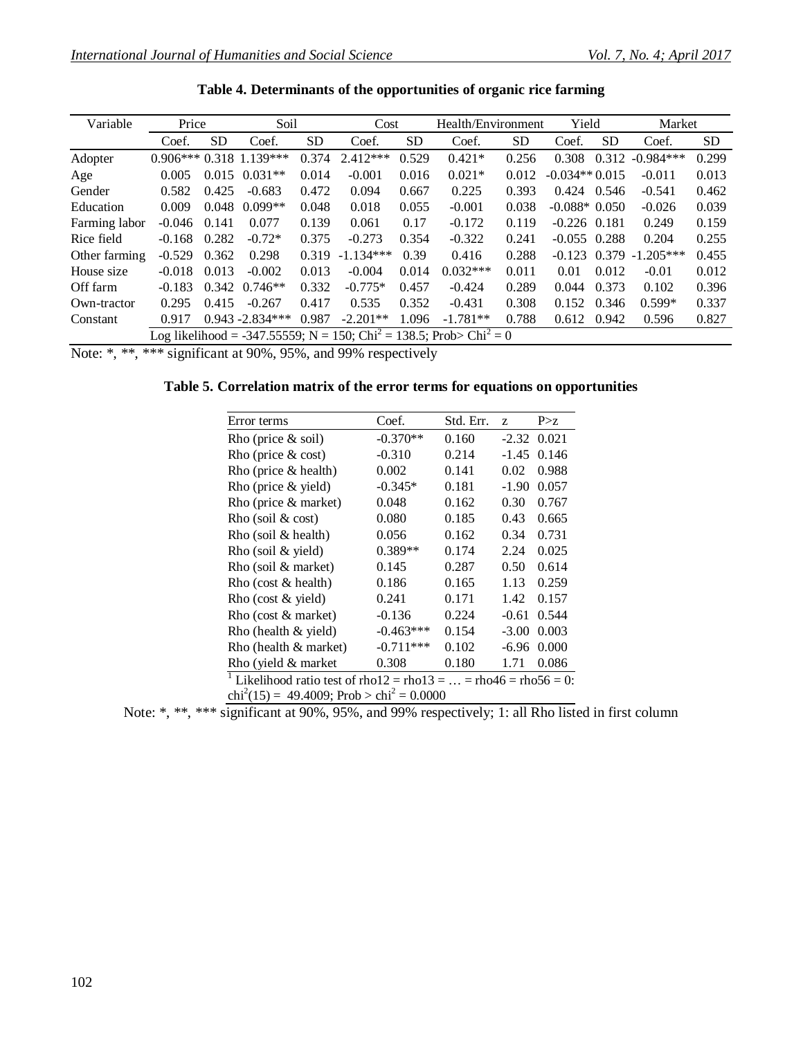**Table 4. Determinants of the opportunities of organic rice farming**

| Variable | Price | | Soil | | Cost | | Health/Environment | | Yield | | Market | |
|---|---|---|---|---|---|---|---|---|---|---|---|---|
| | Coef. | SD | Coef. | SD | Coef. | SD | Coef. | SD | Coef. | SD | Coef. | SD |
| Adopter | 0.906*** | 0.318 | 1.139*** | 0.374 | 2.412*** | 0.529 | 0.421* | 0.256 | 0.308 | 0.312 | -0.984*** | 0.299 |
| Age | 0.005 | 0.015 | 0.031** | 0.014 | -0.001 | 0.016 | 0.021* | 0.012 | -0.034** | 0.015 | -0.011 | 0.013 |
| Gender | 0.582 | 0.425 | -0.683 | 0.472 | 0.094 | 0.667 | 0.225 | 0.393 | 0.424 | 0.546 | -0.541 | 0.462 |
| Education | 0.009 | 0.048 | 0.099** | 0.048 | 0.018 | 0.055 | -0.001 | 0.038 | -0.088* | 0.050 | -0.026 | 0.039 |
| Farming labor | -0.046 | 0.141 | 0.077 | 0.139 | 0.061 | 0.17 | -0.172 | 0.119 | -0.226 | 0.181 | 0.249 | 0.159 |
| Rice field | -0.168 | 0.282 | -0.72* | 0.375 | -0.273 | 0.354 | -0.322 | 0.241 | -0.055 | 0.288 | 0.204 | 0.255 |
| Other farming | -0.529 | 0.362 | 0.298 | 0.319 | -1.134*** | 0.39 | 0.416 | 0.288 | -0.123 | 0.379 | -1.205*** | 0.455 |
| House size | -0.018 | 0.013 | -0.002 | 0.013 | -0.004 | 0.014 | 0.032*** | 0.011 | 0.01 | 0.012 | -0.01 | 0.012 |
| Off farm | -0.183 | 0.342 | 0.746** | 0.332 | -0.775* | 0.457 | -0.424 | 0.289 | 0.044 | 0.373 | 0.102 | 0.396 |
| Own-tractor | 0.295 | 0.415 | -0.267 | 0.417 | 0.535 | 0.352 | -0.431 | 0.308 | 0.152 | 0.346 | 0.599* | 0.337 |
| Constant | 0.917 | 0.943 | -2.834*** | 0.987 | -2.201** | 1.096 | -1.781** | 0.788 | 0.612 | 0.942 | 0.596 | 0.827 |
| | Log likelihood = -347.55559; N = 150; $Chi^2$ = 138.5; Prob> $Chi^2$ = 0 | | | | | | | | | | | |

Note: *, **, *** significant at 90%, 95%, and 99% respectively

**Table 5. Correlation matrix of the error terms for equations on opportunities**

| Error terms | Coef. | Std. Err. | z | P>z |
|---|---|---|---|---|
| Rho (price & soil) | -0.370** | 0.160 | -2.32 | 0.021 |
| Rho (price & cost) | -0.310 | 0.214 | -1.45 | 0.146 |
| Rho (price & health) | 0.002 | 0.141 | 0.02 | 0.988 |
| Rho (price & yield) | -0.345* | 0.181 | -1.90 | 0.057 |
| Rho (price & market) | 0.048 | 0.162 | 0.30 | 0.767 |
| Rho (soil & cost) | 0.080 | 0.185 | 0.43 | 0.665 |
| Rho (soil & health) | 0.056 | 0.162 | 0.34 | 0.731 |
| Rho (soil & yield) | 0.389** | 0.174 | 2.24 | 0.025 |
| Rho (soil & market) | 0.145 | 0.287 | 0.50 | 0.614 |
| Rho (cost & health) | 0.186 | 0.165 | 1.13 | 0.259 |
| Rho (cost & yield) | 0.241 | 0.171 | 1.42 | 0.157 |
| Rho (cost & market) | -0.136 | 0.224 | -0.61 | 0.544 |
| Rho (health & yield) | -0.463*** | 0.154 | -3.00 | 0.003 |
| Rho (health & market) | -0.711*** | 0.102 | -6.96 | 0.000 |
| Rho (yield & market | 0.308 | 0.180 | 1.71 | 0.086 |
| [1] Likelihood ratio test of rho12 = rho13 = … = rho46 = rho56 = 0: $chi^2(15)$ = 49.4009; Prob > $chi^2$ = 0.0000 | | | | |

Note: *, **, *** significant at 90%, 95%, and 99% respectively; 1: all Rho listed in first column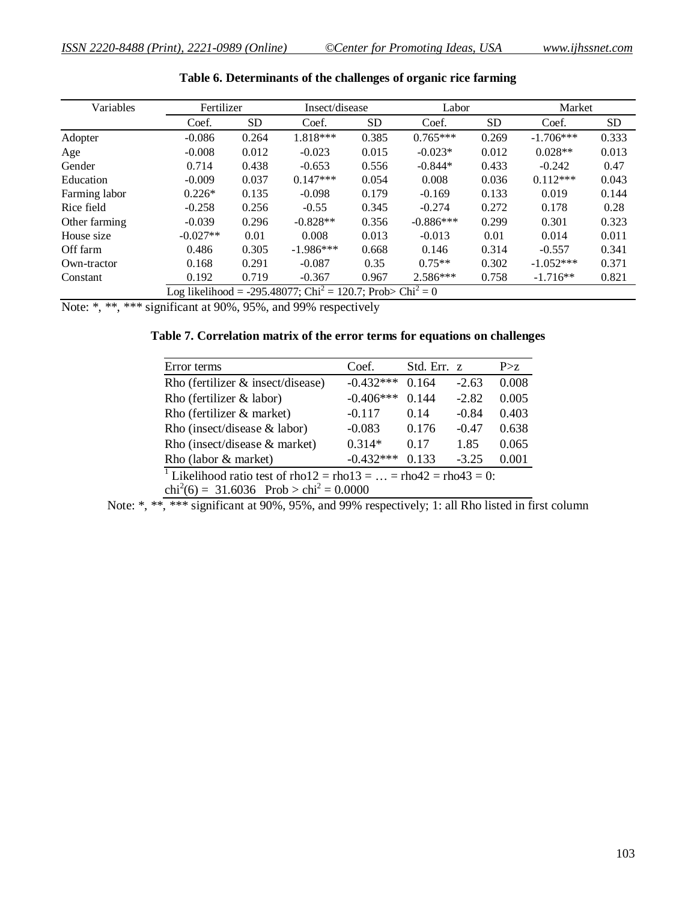**Table 6. Determinants of the challenges of organic rice farming**

| Variables | Fertilizer | | Insect/disease | | Labor | | Market | |
|---|---|---|---|---|---|---|---|---|
| | Coef. | SD | Coef. | SD | Coef. | SD | Coef. | SD |
| Adopter | -0.086 | 0.264 | 1.818*** | 0.385 | 0.765*** | 0.269 | -1.706*** | 0.333 |
| Age | -0.008 | 0.012 | -0.023 | 0.015 | -0.023* | 0.012 | 0.028** | 0.013 |
| Gender | 0.714 | 0.438 | -0.653 | 0.556 | -0.844* | 0.433 | -0.242 | 0.47 |
| Education | -0.009 | 0.037 | 0.147*** | 0.054 | 0.008 | 0.036 | 0.112*** | 0.043 |
| Farming labor | 0.226* | 0.135 | -0.098 | 0.179 | -0.169 | 0.133 | 0.019 | 0.144 |
| Rice field | -0.258 | 0.256 | -0.55 | 0.345 | -0.274 | 0.272 | 0.178 | 0.28 |
| Other farming | -0.039 | 0.296 | -0.828** | 0.356 | -0.886*** | 0.299 | 0.301 | 0.323 |
| House size | -0.027** | 0.01 | 0.008 | 0.013 | -0.013 | 0.01 | 0.014 | 0.011 |
| Off farm | 0.486 | 0.305 | -1.986*** | 0.668 | 0.146 | 0.314 | -0.557 | 0.341 |
| Own-tractor | 0.168 | 0.291 | -0.087 | 0.35 | 0.75** | 0.302 | -1.052*** | 0.371 |
| Constant | 0.192 | 0.719 | -0.367 | 0.967 | 2.586*** | 0.758 | -1.716** | 0.821 |
| Log likelihood = -295.48077; $Chi^2$ = 120.7; Prob> $Chi^2$ = 0 | | | | | | | | |

Note: *, **, *** significant at 90%, 95%, and 99% respectively

**Table 7. Correlation matrix of the error terms for equations on challenges**

| Error terms | Coef. | Std. Err. | z | P>z |
|---|---|---|---|---|
| Rho (fertilizer & insect/disease) | -0.432*** | 0.164 | -2.63 | 0.008 |
| Rho (fertilizer & labor) | -0.406*** | 0.144 | -2.82 | 0.005 |
| Rho (fertilizer & market) | -0.117 | 0.14 | -0.84 | 0.403 |
| Rho (insect/disease & labor) | -0.083 | 0.176 | -0.47 | 0.638 |
| Rho (insect/disease & market) | 0.314* | 0.17 | 1.85 | 0.065 |
| Rho (labor & market) | -0.432*** | 0.133 | -3.25 | 0.001 |

[1] Likelihood ratio test of rho12 = rho13 = … = rho42 = rho43 = 0: $chi^2(6)$ = 31.6036 Prob > $chi^2$ = 0.0000

Note: *, **, *** significant at 90%, 95%, and 99% respectively; 1: all Rho listed in first column